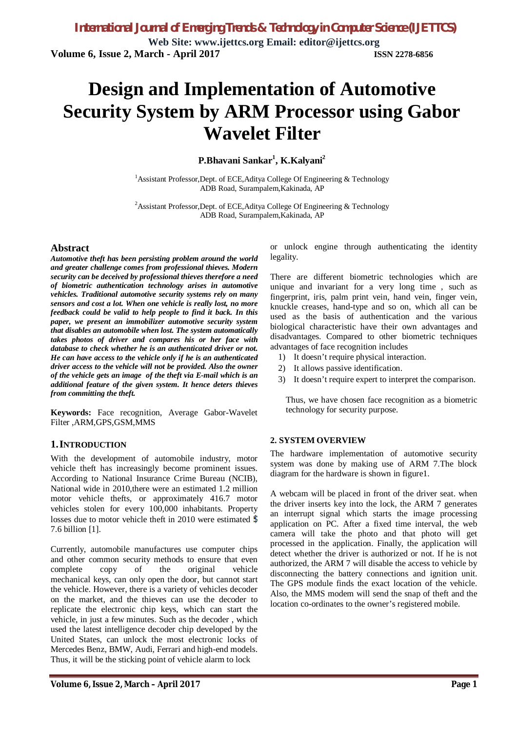# Design and Implementation of Automotive Security System by ARM Processor using Gabor Wavelet Filter

**P.Bhavani Sankar[1], K.Kalyani[2]**

[1]Assistant Professor,Dept. of ECE,Aditya College Of Engineering & Technology ADB Road, Surampalem,Kakinada, AP

[2]Assistant Professor,Dept. of ECE,Aditya College Of Engineering & Technology ADB Road, Surampalem,Kakinada, AP

## Abstract

***Automotive theft has been persisting problem around the world and greater challenge comes from professional thieves. Modern security can be deceived by professional thieves therefore a need of biometric authentication technology arises in automotive vehicles. Traditional automotive security systems rely on many sensors and cost a lot. When one vehicle is really lost, no more feedback could be valid to help people to find it back. In this paper, we present an immobilizer automotive security system that disables an automobile when lost. The system automatically takes photos of driver and compares his or her face with database to check whether he is an authenticated driver or not. He can have access to the vehicle only if he is an authenticated driver access to the vehicle will not be provided. Also the owner of the vehicle gets an image of the theft via E-mail which is an additional feature of the given system. It hence deters thieves from committing the theft.***

**Keywords:** Face recognition, Average Gabor-Wavelet Filter ,ARM,GPS,GSM,MMS

## 1. INTRODUCTION

With the development of automobile industry, motor vehicle theft has increasingly become prominent issues. According to National Insurance Crime Bureau (NCIB), National wide in 2010,there were an estimated 1.2 million motor vehicle thefts, or approximately 416.7 motor vehicles stolen for every 100,000 inhabitants. Property losses due to motor vehicle theft in 2010 were estimated $ 7.6 billion [1].

Currently, automobile manufactures use computer chips and other common security methods to ensure that even complete copy of the original vehicle mechanical keys, can only open the door, but cannot start the vehicle. However, there is a variety of vehicles decoder on the market, and the thieves can use the decoder to replicate the electronic chip keys, which can start the vehicle, in just a few minutes. Such as the decoder , which used the latest intelligence decoder chip developed by the United States, can unlock the most electronic locks of Mercedes Benz, BMW, Audi, Ferrari and high-end models. Thus, it will be the sticking point of vehicle alarm to lock or unlock engine through authenticating the identity legality.

There are different biometric technologies which are unique and invariant for a very long time , such as fingerprint, iris, palm print vein, hand vein, finger vein, knuckle creases, hand-type and so on, which all can be used as the basis of authentication and the various biological characteristic have their own advantages and disadvantages. Compared to other biometric techniques advantages of face recognition includes

1) It doesn't require physical interaction.
2) It allows passive identification.
3) It doesn't require expert to interpret the comparison.

Thus, we have chosen face recognition as a biometric technology for security purpose.

## 2. SYSTEM OVERVIEW

The hardware implementation of automotive security system was done by making use of ARM 7.The block diagram for the hardware is shown in figure1.

A webcam will be placed in front of the driver seat. when the driver inserts key into the lock, the ARM 7 generates an interrupt signal which starts the image processing application on PC. After a fixed time interval, the web camera will take the photo and that photo will get processed in the application. Finally, the application will detect whether the driver is authorized or not. If he is not authorized, the ARM 7 will disable the access to vehicle by disconnecting the battery connections and ignition unit. The GPS module finds the exact location of the vehicle. Also, the MMS modem will send the snap of theft and the location co-ordinates to the owner's registered mobile.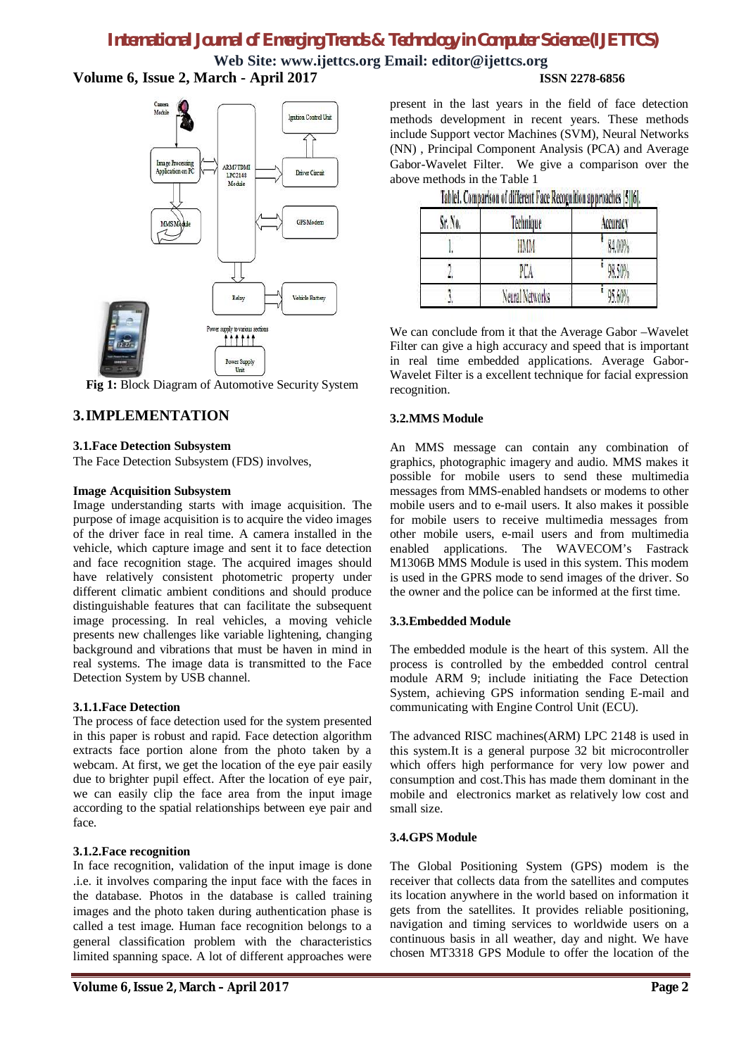Fig 1: Block Diagram of Automotive Security System

## 3. IMPLEMENTATION

### 3.1. Face Detection Subsystem

The Face Detection Subsystem (FDS) involves,

**Image Acquisition Subsystem**

Image understanding starts with image acquisition. The purpose of image acquisition is to acquire the video images of the driver face in real time. A camera installed in the vehicle, which capture image and sent it to face detection and face recognition stage. The acquired images should have relatively consistent photometric property under different climatic ambient conditions and should produce distinguishable features that can facilitate the subsequent image processing. In real vehicles, a moving vehicle presents new challenges like variable lightening, changing background and vibrations that must be haven in mind in real systems. The image data is transmitted to the Face Detection System by USB channel.

#### 3.1.1. Face Detection

The process of face detection used for the system presented in this paper is robust and rapid. Face detection algorithm extracts face portion alone from the photo taken by a webcam. At first, we get the location of the eye pair easily due to brighter pupil effect. After the location of eye pair, we can easily clip the face area from the input image according to the spatial relationships between eye pair and face.

#### 3.1.2. Face recognition

In face recognition, validation of the input image is done .i.e. it involves comparing the input face with the faces in the database. Photos in the database is called training images and the photo taken during authentication phase is called a test image. Human face recognition belongs to a general classification problem with the characteristics limited spanning space. A lot of different approaches were present in the last years in the field of face detection methods development in recent years. These methods include Support vector Machines (SVM), Neural Networks (NN) , Principal Component Analysis (PCA) and Average Gabor-Wavelet Filter. We give a comparison over the above methods in the Table 1

Table1. Comparison of different Face Recognition approaches [5][6].

| Sr. No. | Technique | Accuracy |
| --- | --- | --- |
| 1. | HMM | 84.00% |
| 2. | PCA | 98.50% |
| 3. | Neural Networks | 95.60% |

We can conclude from it that the Average Gabor –Wavelet Filter can give a high accuracy and speed that is important in real time embedded applications. Average Gabor-Wavelet Filter is a excellent technique for facial expression recognition.

### 3.2. MMS Module

An MMS message can contain any combination of graphics, photographic imagery and audio. MMS makes it possible for mobile users to send these multimedia messages from MMS-enabled handsets or modems to other mobile users and to e-mail users. It also makes it possible for mobile users to receive multimedia messages from other mobile users, e-mail users and from multimedia enabled applications. The WAVECOM's Fastrack M1306B MMS Module is used in this system. This modem is used in the GPRS mode to send images of the driver. So the owner and the police can be informed at the first time.

### 3.3. Embedded Module

The embedded module is the heart of this system. All the process is controlled by the embedded control central module ARM 9; include initiating the Face Detection System, achieving GPS information sending E-mail and communicating with Engine Control Unit (ECU).

The advanced RISC machines(ARM) LPC 2148 is used in this system.It is a general purpose 32 bit microcontroller which offers high performance for very low power and consumption and cost.This has made them dominant in the mobile and electronics market as relatively low cost and small size.

### 3.4. GPS Module

The Global Positioning System (GPS) modem is the receiver that collects data from the satellites and computes its location anywhere in the world based on information it gets from the satellites. It provides reliable positioning, navigation and timing services to worldwide users on a continuous basis in all weather, day and night. We have chosen MT3318 GPS Module to offer the location of the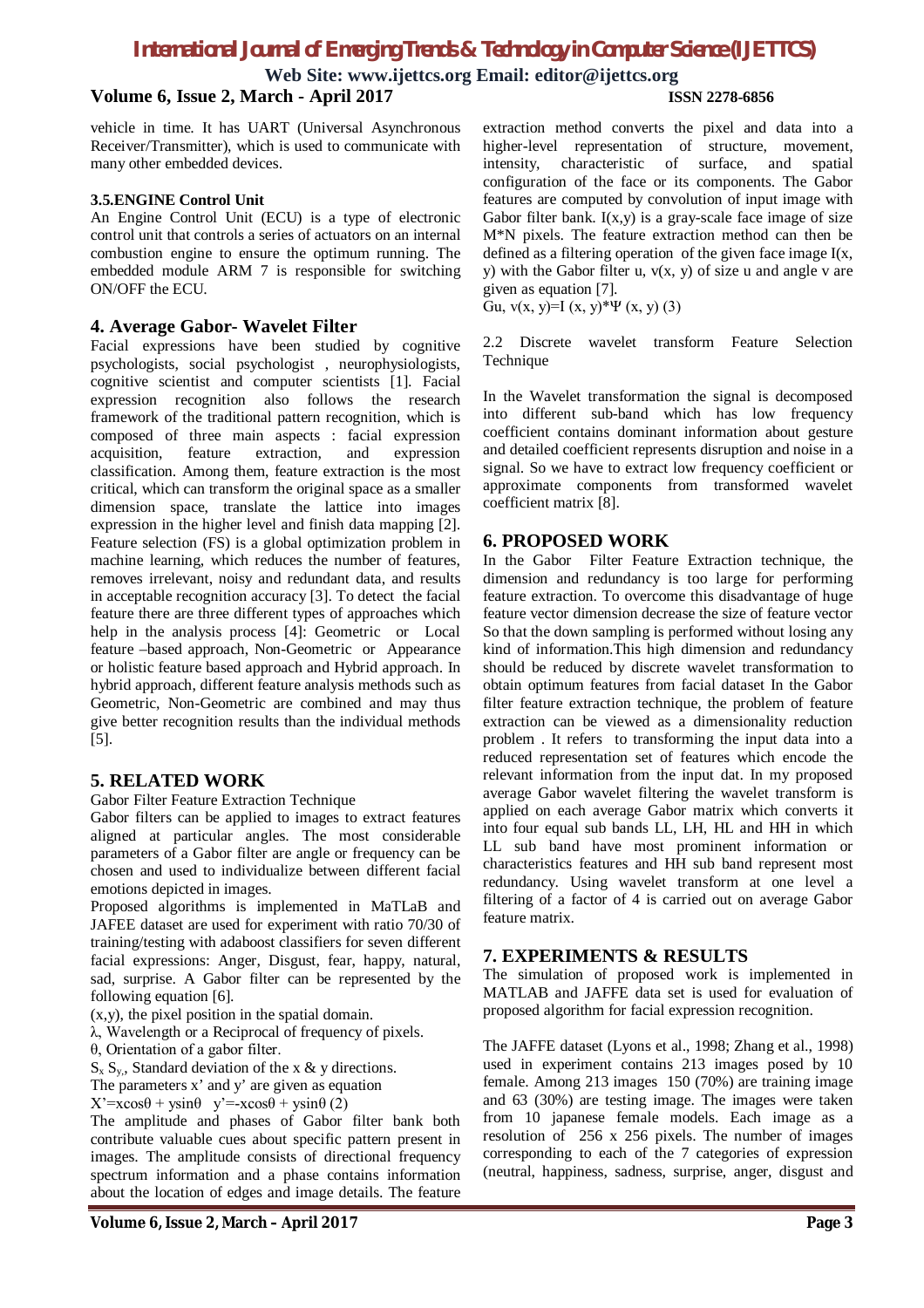vehicle in time. It has UART (Universal Asynchronous Receiver/Transmitter), which is used to communicate with many other embedded devices.

### 3.5.ENGINE Control Unit

An Engine Control Unit (ECU) is a type of electronic control unit that controls a series of actuators on an internal combustion engine to ensure the optimum running. The embedded module ARM 7 is responsible for switching ON/OFF the ECU.

## 4. Average Gabor- Wavelet Filter

Facial expressions have been studied by cognitive psychologists, social psychologist , neurophysiologists, cognitive scientist and computer scientists [1]. Facial expression recognition also follows the research framework of the traditional pattern recognition, which is composed of three main aspects : facial expression acquisition, feature extraction, and expression classification. Among them, feature extraction is the most critical, which can transform the original space as a smaller dimension space, translate the lattice into images expression in the higher level and finish data mapping [2]. Feature selection (FS) is a global optimization problem in machine learning, which reduces the number of features, removes irrelevant, noisy and redundant data, and results in acceptable recognition accuracy [3]. To detect the facial feature there are three different types of approaches which help in the analysis process [4]: Geometric or Local feature –based approach, Non-Geometric or Appearance or holistic feature based approach and Hybrid approach. In hybrid approach, different feature analysis methods such as Geometric, Non-Geometric are combined and may thus give better recognition results than the individual methods [5].

## 5. RELATED WORK

Gabor Filter Feature Extraction Technique

Gabor filters can be applied to images to extract features aligned at particular angles. The most considerable parameters of a Gabor filter are angle or frequency can be chosen and used to individualize between different facial emotions depicted in images.

Proposed algorithms is implemented in MaTLaB and JAFEE dataset are used for experiment with ratio 70/30 of training/testing with adaboost classifiers for seven different facial expressions: Anger, Disgust, fear, happy, natural, sad, surprise. A Gabor filter can be represented by the following equation [6].

(x,y), the pixel position in the spatial domain.

$\lambda$, Wavelength or a Reciprocal of frequency of pixels.

$\theta$, Orientation of a gabor filter.

$S_x$ $S_y$, Standard deviation of the x & y directions.

The parameters x' and y' are given as equation

$X' = x\cos\theta + y\sin\theta \quad y' = -x\cos\theta + y\sin\theta$ (2)

The amplitude and phases of Gabor filter bank both contribute valuable cues about specific pattern present in images. The amplitude consists of directional frequency spectrum information and a phase contains information about the location of edges and image details. The feature extraction method converts the pixel and data into a higher-level representation of structure, movement, intensity, characteristic of surface, and spatial configuration of the face or its components. The Gabor features are computed by convolution of input image with Gabor filter bank. I(x,y) is a gray-scale face image of size M*N pixels. The feature extraction method can then be defined as a filtering operation of the given face image I(x, y) with the Gabor filter u, v(x, y) of size u and angle v are given as equation [7].

$Gu, v(x, y) = I(x, y) * \Psi(x, y)$ (3)

2.2 Discrete wavelet transform Feature Selection Technique

In the Wavelet transformation the signal is decomposed into different sub-band which has low frequency coefficient contains dominant information about gesture and detailed coefficient represents disruption and noise in a signal. So we have to extract low frequency coefficient or approximate components from transformed wavelet coefficient matrix [8].

## 6. PROPOSED WORK

In the Gabor Filter Feature Extraction technique, the dimension and redundancy is too large for performing feature extraction. To overcome this disadvantage of huge feature vector dimension decrease the size of feature vector So that the down sampling is performed without losing any kind of information.This high dimension and redundancy should be reduced by discrete wavelet transformation to obtain optimum features from facial dataset In the Gabor filter feature extraction technique, the problem of feature extraction can be viewed as a dimensionality reduction problem . It refers to transforming the input data into a reduced representation set of features which encode the relevant information from the input dat. In my proposed average Gabor wavelet filtering the wavelet transform is applied on each average Gabor matrix which converts it into four equal sub bands LL, LH, HL and HH in which LL sub band have most prominent information or characteristics features and HH sub band represent most redundancy. Using wavelet transform at one level a filtering of a factor of 4 is carried out on average Gabor feature matrix.

## 7. EXPERIMENTS & RESULTS

The simulation of proposed work is implemented in MATLAB and JAFFE data set is used for evaluation of proposed algorithm for facial expression recognition.

The JAFFE dataset (Lyons et al., 1998; Zhang et al., 1998) used in experiment contains 213 images posed by 10 female. Among 213 images 150 (70%) are training image and 63 (30%) are testing image. The images were taken from 10 japanese female models. Each image as a resolution of 256 x 256 pixels. The number of images corresponding to each of the 7 categories of expression (neutral, happiness, sadness, surprise, anger, disgust and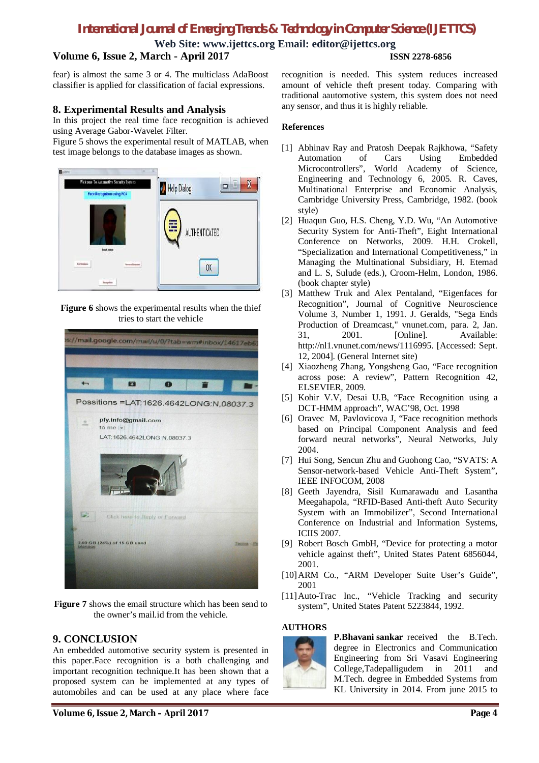fear) is almost the same 3 or 4. The multiclass AdaBoost classifier is applied for classification of facial expressions.

## 8. Experimental Results and Analysis

In this project the real time face recognition is achieved using Average Gabor-Wavelet Filter.

Figure 5 shows the experimental result of MATLAB, when test image belongs to the database images as shown.

**Figure 6** shows the experimental results when the thief tries to start the vehicle

**Figure 7** shows the email structure which has been send to the owner's mail.id from the vehicle.

## 9. CONCLUSION

An embedded automotive security system is presented in this paper.Face recognition is a both challenging and important recognition technique.It has been shown that a proposed system can be implemented at any types of automobiles and can be used at any place where face recognition is needed. This system reduces increased amount of vehicle theft present today. Comparing with traditional aautomotive system, this system does not need any sensor, and thus it is highly reliable.

## References

[1] Abhinav Ray and Pratosh Deepak Rajkhowa, "Safety Automation of Cars Using Embedded Microcontrollers", World Academy of Science, Engineering and Technology 6, 2005. R. Caves, Multinational Enterprise and Economic Analysis, Cambridge University Press, Cambridge, 1982. (book style)

[2] Huaqun Guo, H.S. Cheng, Y.D. Wu, "An Automotive Security System for Anti-Theft", Eight International Conference on Networks, 2009. H.H. Crokell, "Specialization and International Competitiveness," in Managing the Multinational Subsidiary, H. Etemad and L. S, Sulude (eds.), Croom-Helm, London, 1986. (book chapter style)

[3] Matthew Truk and Alex Pentaland, "Eigenfaces for Recognition", Journal of Cognitive Neuroscience Volume 3, Number 1, 1991. J. Geralds, "Sega Ends Production of Dreamcast," vnunet.com, para. 2, Jan. 31, 2001. [Online]. Available: http://nl1.vnunet.com/news/1116995. [Accessed: Sept. 12, 2004]. (General Internet site)

[4] Xiaozheng Zhang, Yongsheng Gao, "Face recognition across pose: A review", Pattern Recognition 42, ELSEVIER, 2009.

[5] Kohir V.V, Desai U.B, "Face Recognition using a DCT-HMM approach", WAC'98, Oct. 1998

[6] Oravec M, Pavlovicova J, "Face recognition methods based on Principal Component Analysis and feed forward neural networks", Neural Networks, July 2004.

[7] Hui Song, Sencun Zhu and Guohong Cao, "SVATS: A Sensor-network-based Vehicle Anti-Theft System", IEEE INFOCOM, 2008

[8] Geeth Jayendra, Sisil Kumarawadu and Lasantha Meegahapola, "RFID-Based Anti-theft Auto Security System with an Immobilizer", Second International Conference on Industrial and Information Systems, ICIIS 2007.

[9] Robert Bosch GmbH, "Device for protecting a motor vehicle against theft", United States Patent 6856044, 2001.

[10] ARM Co., "ARM Developer Suite User's Guide", 2001

[11] Auto-Trac Inc., "Vehicle Tracking and security system", United States Patent 5223844, 1992.

## AUTHORS

**P.Bhavani sankar** received the B.Tech. degree in Electronics and Communication Engineering from Sri Vasavi Engineering College,Tadepalligudem in 2011 and M.Tech. degree in Embedded Systems from KL University in 2014. From june 2015 to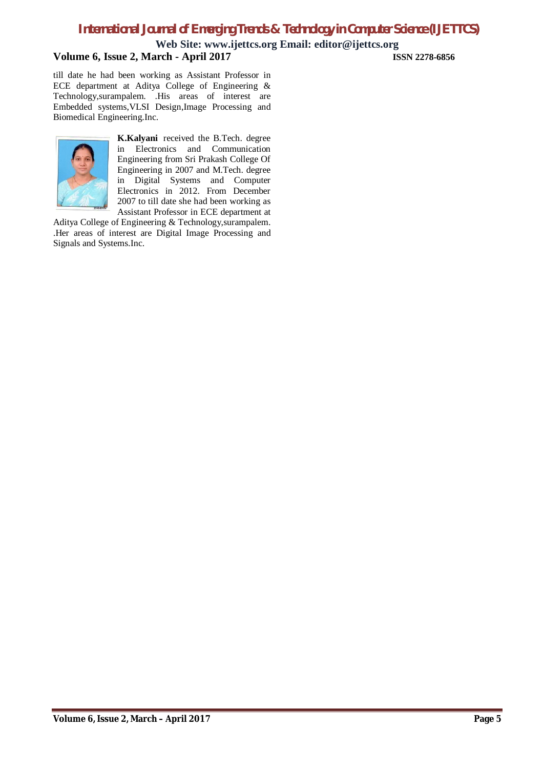till date he had been working as Assistant Professor in ECE department at Aditya College of Engineering & Technology,surampalem. .His areas of interest are Embedded systems,VLSI Design,Image Processing and Biomedical Engineering.Inc.

**K.Kalyani** received the B.Tech. degree in Electronics and Communication Engineering from Sri Prakash College Of Engineering in 2007 and M.Tech. degree in Digital Systems and Computer Electronics in 2012. From December 2007 to till date she had been working as Assistant Professor in ECE department at Aditya College of Engineering & Technology,surampalem. .Her areas of interest are Digital Image Processing and Signals and Systems.Inc.